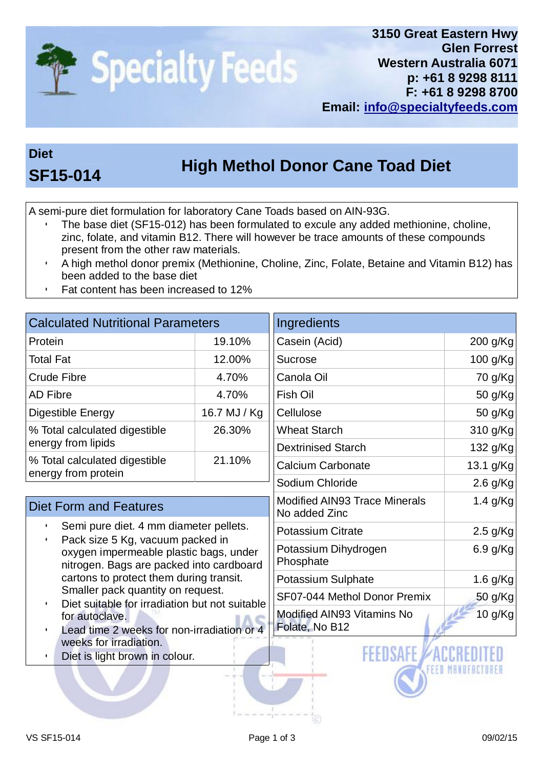Specialty Feeds

**3150 Great Eastern Hwy**
**Glen Forrest**
**Western Australia 6071**
**p: +61 8 9298 8111**
**F: +61 8 9298 8700**
**Email: info@specialtyfeeds.com**

## Diet SF15-014

## High Methol Donor Cane Toad Diet

A semi-pure diet formulation for laboratory Cane Toads based on AIN-93G.

- The base diet (SF15-012) has been formulated to excule any added methionine, choline, zinc, folate, and vitamin B12. There will however be trace amounts of these compounds present from the other raw materials.
- A high methol donor premix (Methionine, Choline, Zinc, Folate, Betaine and Vitamin B12) has been added to the base diet
- Fat content has been increased to 12%

| Calculated Nutritional Parameters | |
|---|---|
| Protein | 19.10% |
| Total Fat | 12.00% |
| Crude Fibre | 4.70% |
| AD Fibre | 4.70% |
| Digestible Energy | 16.7 MJ / Kg |
| % Total calculated digestible energy from lipids | 26.30% |
| % Total calculated digestible energy from protein | 21.10% |

### Diet Form and Features

- Semi pure diet. 4 mm diameter pellets.
- Pack size 5 Kg, vacuum packed in oxygen impermeable plastic bags, under nitrogen. Bags are packed into cardboard cartons to protect them during transit. Smaller pack quantity on request.
- Diet suitable for irradiation but not suitable for autoclave.
- Lead time 2 weeks for non-irradiation or 4 weeks for irradiation.
- Diet is light brown in colour.

| Ingredients | |
|---|---|
| Casein (Acid) | 200 g/Kg |
| Sucrose | 100 g/Kg |
| Canola Oil | 70 g/Kg |
| Fish Oil | 50 g/Kg |
| Cellulose | 50 g/Kg |
| Wheat Starch | 310 g/Kg |
| Dextrinised Starch | 132 g/Kg |
| Calcium Carbonate | 13.1 g/Kg |
| Sodium Chloride | 2.6 g/Kg |
| Modified AIN93 Trace Minerals No added Zinc | 1.4 g/Kg |
| Potassium Citrate | 2.5 g/Kg |
| Potassium Dihydrogen Phosphate | 6.9 g/Kg |
| Potassium Sulphate | 1.6 g/Kg |
| SF07-044 Methol Donor Premix | 50 g/Kg |
| Modified AIN93 Vitamins No Folate, No B12 | 10 g/Kg |

FEEDSAFE ACCREDITED FEED MANUFACTURER

VS SF15-014 09/02/15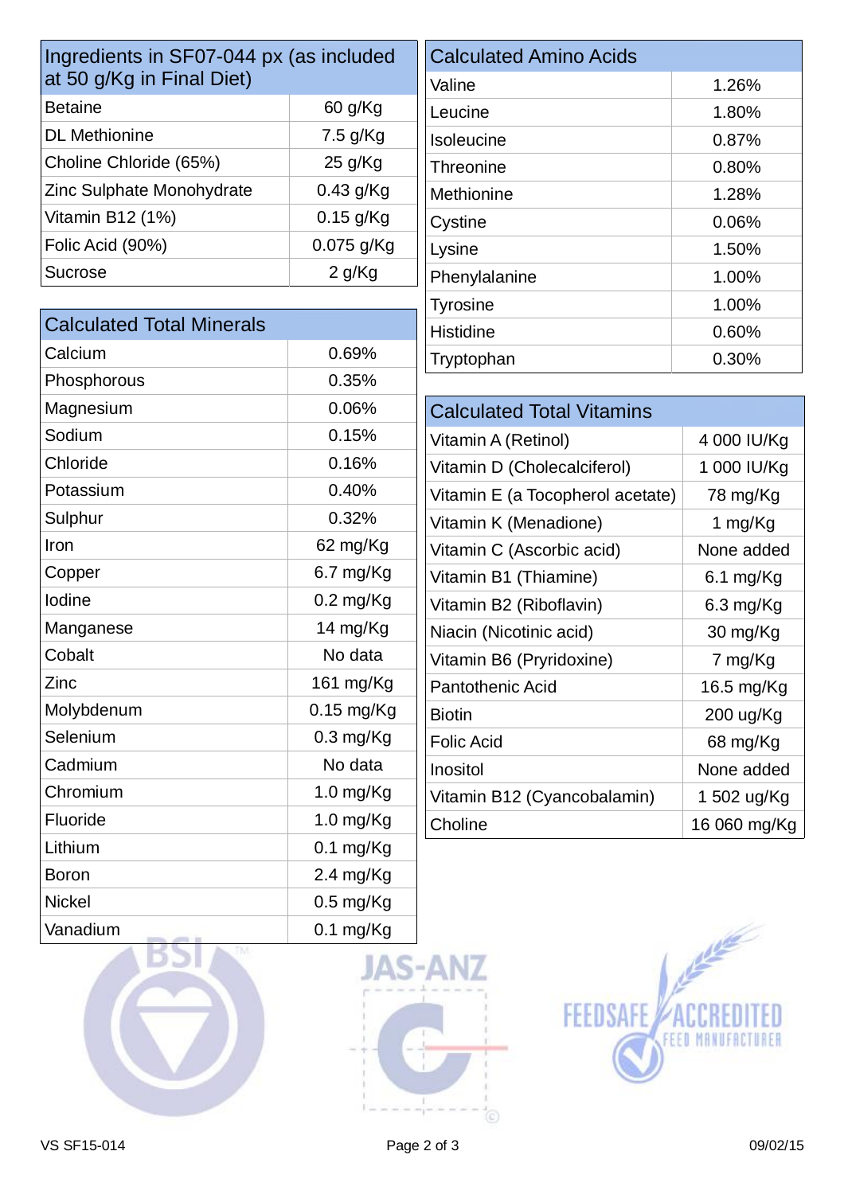| Ingredients in SF07-044 px (as included at 50 g/Kg in Final Diet) | |
|---|---|
| Betaine | 60 g/Kg |
| DL Methionine | 7.5 g/Kg |
| Choline Chloride (65%) | 25 g/Kg |
| Zinc Sulphate Monohydrate | 0.43 g/Kg |
| Vitamin B12 (1%) | 0.15 g/Kg |
| Folic Acid (90%) | 0.075 g/Kg |
| Sucrose | 2 g/Kg |

| Calculated Total Minerals | |
|---|---|
| Calcium | 0.69% |
| Phosphorous | 0.35% |
| Magnesium | 0.06% |
| Sodium | 0.15% |
| Chloride | 0.16% |
| Potassium | 0.40% |
| Sulphur | 0.32% |
| Iron | 62 mg/Kg |
| Copper | 6.7 mg/Kg |
| Iodine | 0.2 mg/Kg |
| Manganese | 14 mg/Kg |
| Cobalt | No data |
| Zinc | 161 mg/Kg |
| Molybdenum | 0.15 mg/Kg |
| Selenium | 0.3 mg/Kg |
| Cadmium | No data |
| Chromium | 1.0 mg/Kg |
| Fluoride | 1.0 mg/Kg |
| Lithium | 0.1 mg/Kg |
| Boron | 2.4 mg/Kg |
| Nickel | 0.5 mg/Kg |
| Vanadium | 0.1 mg/Kg |

| Calculated Amino Acids | |
|---|---|
| Valine | 1.26% |
| Leucine | 1.80% |
| Isoleucine | 0.87% |
| Threonine | 0.80% |
| Methionine | 1.28% |
| Cystine | 0.06% |
| Lysine | 1.50% |
| Phenylalanine | 1.00% |
| Tyrosine | 1.00% |
| Histidine | 0.60% |
| Tryptophan | 0.30% |

| Calculated Total Vitamins | |
|---|---|
| Vitamin A (Retinol) | 4 000 IU/Kg |
| Vitamin D (Cholecalciferol) | 1 000 IU/Kg |
| Vitamin E (a Tocopherol acetate) | 78 mg/Kg |
| Vitamin K (Menadione) | 1 mg/Kg |
| Vitamin C (Ascorbic acid) | None added |
| Vitamin B1 (Thiamine) | 6.1 mg/Kg |
| Vitamin B2 (Riboflavin) | 6.3 mg/Kg |
| Niacin (Nicotinic acid) | 30 mg/Kg |
| Vitamin B6 (Pryridoxine) | 7 mg/Kg |
| Pantothenic Acid | 16.5 mg/Kg |
| Biotin | 200 ug/Kg |
| Folic Acid | 68 mg/Kg |
| Inositol | None added |
| Vitamin B12 (Cyancobalamin) | 1 502 ug/Kg |
| Choline | 16 060 mg/Kg |

VS SF15-014 09/02/15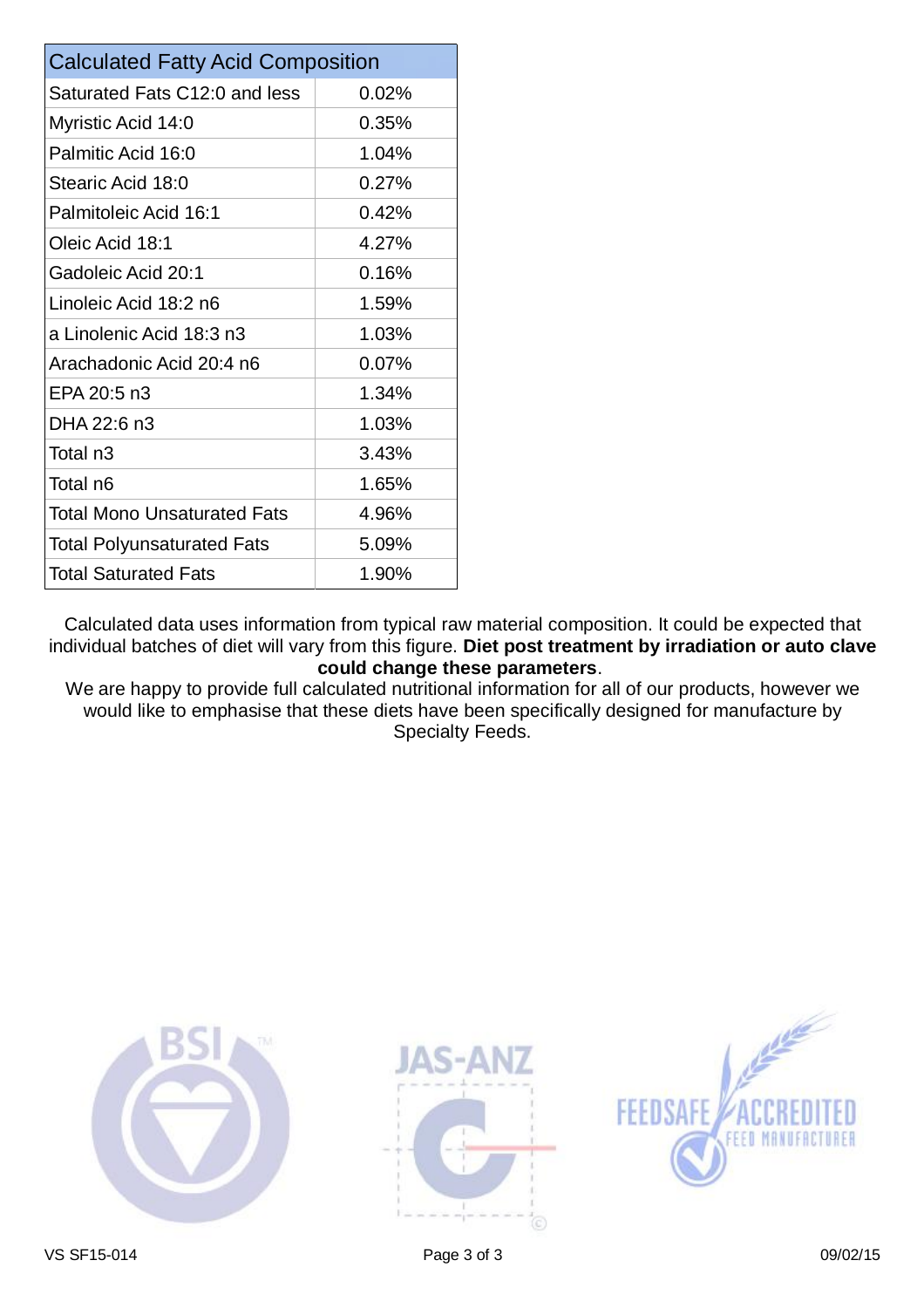| Calculated Fatty Acid Composition | |
|---|---|
| Saturated Fats C12:0 and less | 0.02% |
| Myristic Acid 14:0 | 0.35% |
| Palmitic Acid 16:0 | 1.04% |
| Stearic Acid 18:0 | 0.27% |
| Palmitoleic Acid 16:1 | 0.42% |
| Oleic Acid 18:1 | 4.27% |
| Gadoleic Acid 20:1 | 0.16% |
| Linoleic Acid 18:2 n6 | 1.59% |
| a Linolenic Acid 18:3 n3 | 1.03% |
| Arachadonic Acid 20:4 n6 | 0.07% |
| EPA 20:5 n3 | 1.34% |
| DHA 22:6 n3 | 1.03% |
| Total n3 | 3.43% |
| Total n6 | 1.65% |
| Total Mono Unsaturated Fats | 4.96% |
| Total Polyunsaturated Fats | 5.09% |
| Total Saturated Fats | 1.90% |

Calculated data uses information from typical raw material composition. It could be expected that individual batches of diet will vary from this figure. **Diet post treatment by irradiation or auto clave could change these parameters**.

We are happy to provide full calculated nutritional information for all of our products, however we would like to emphasise that these diets have been specifically designed for manufacture by Specialty Feeds.

VS SF15-014

09/02/15